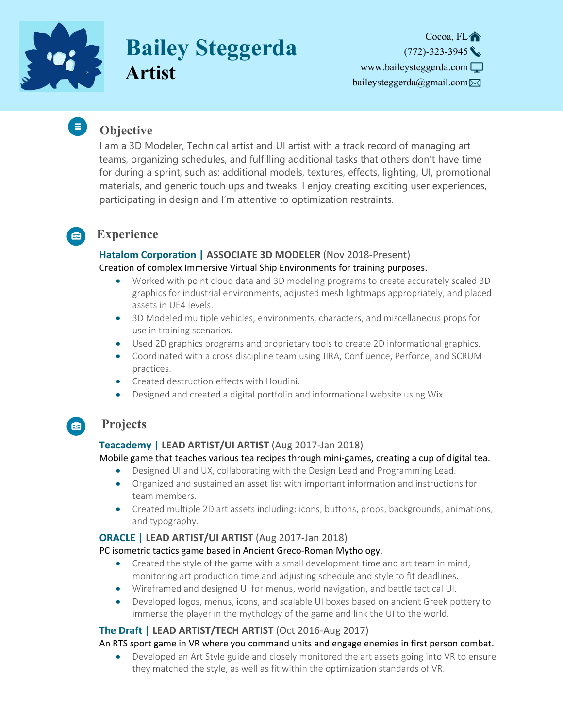# Bailey Steggerda
## Artist

Cocoa, FL
(772)-323-3945
www.baileysteggerda.com
baileysteggerda@gmail.com

## Objective

I am a 3D Modeler, Technical artist and UI artist with a track record of managing art teams, organizing schedules, and fulfilling additional tasks that others don't have time for during a sprint, such as: additional models, textures, effects, lighting, UI, promotional materials, and generic touch ups and tweaks. I enjoy creating exciting user experiences, participating in design and I'm attentive to optimization restraints.

## Experience

### Hatalom Corporation | ASSOCIATE 3D MODELER (Nov 2018-Present)

Creation of complex Immersive Virtual Ship Environments for training purposes.

- Worked with point cloud data and 3D modeling programs to create accurately scaled 3D graphics for industrial environments, adjusted mesh lightmaps appropriately, and placed assets in UE4 levels.
- 3D Modeled multiple vehicles, environments, characters, and miscellaneous props for use in training scenarios.
- Used 2D graphics programs and proprietary tools to create 2D informational graphics.
- Coordinated with a cross discipline team using JIRA, Confluence, Perforce, and SCRUM practices.
- Created destruction effects with Houdini.
- Designed and created a digital portfolio and informational website using Wix.

## Projects

### Teacademy | LEAD ARTIST/UI ARTIST (Aug 2017-Jan 2018)

Mobile game that teaches various tea recipes through mini-games, creating a cup of digital tea.

- Designed UI and UX, collaborating with the Design Lead and Programming Lead.
- Organized and sustained an asset list with important information and instructions for team members.
- Created multiple 2D art assets including: icons, buttons, props, backgrounds, animations, and typography.

### ORACLE | LEAD ARTIST/UI ARTIST (Aug 2017-Jan 2018)

PC isometric tactics game based in Ancient Greco-Roman Mythology.

- Created the style of the game with a small development time and art team in mind, monitoring art production time and adjusting schedule and style to fit deadlines.
- Wireframed and designed UI for menus, world navigation, and battle tactical UI.
- Developed logos, menus, icons, and scalable UI boxes based on ancient Greek pottery to immerse the player in the mythology of the game and link the UI to the world.

### The Draft | LEAD ARTIST/TECH ARTIST (Oct 2016-Aug 2017)

An RTS sport game in VR where you command units and engage enemies in first person combat.

- Developed an Art Style guide and closely monitored the art assets going into VR to ensure they matched the style, as well as fit within the optimization standards of VR.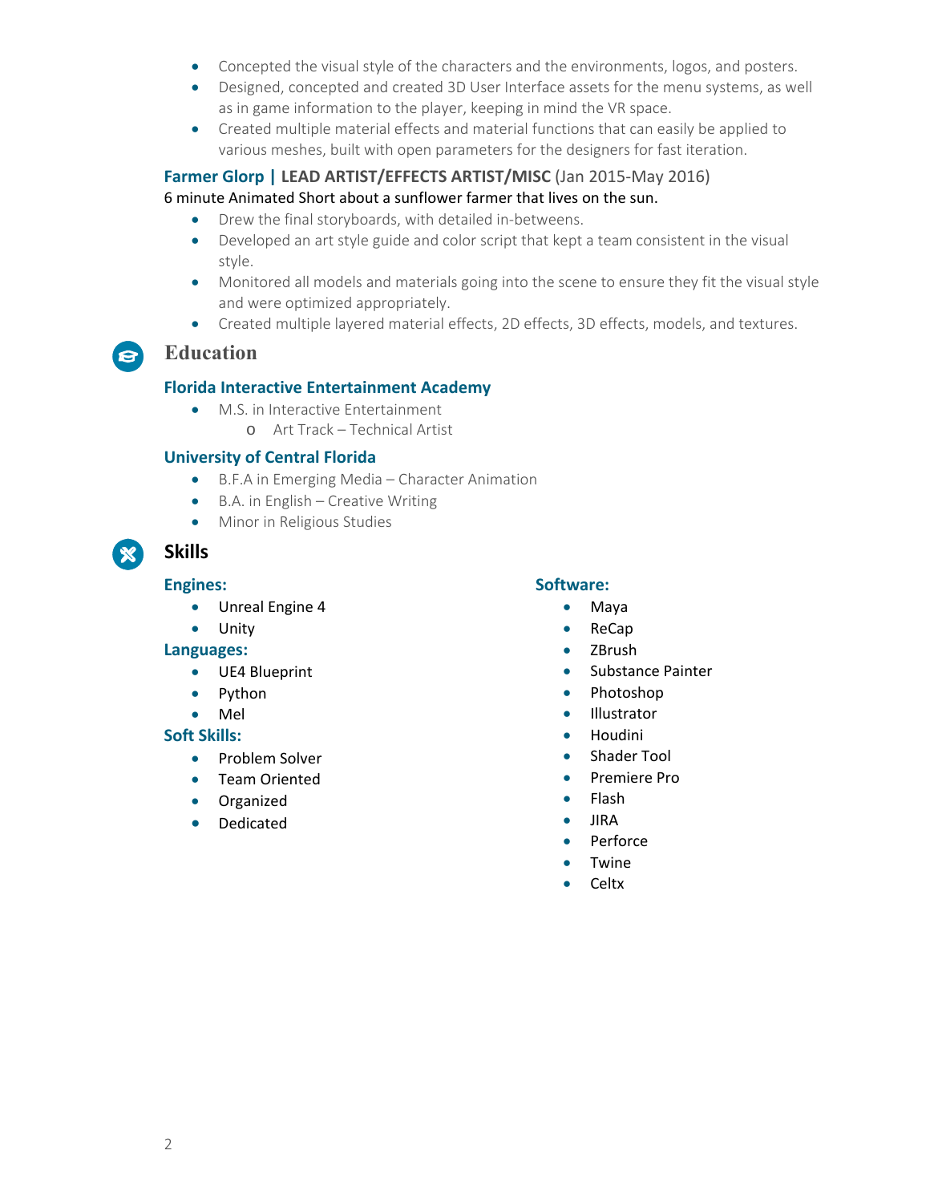- Concepted the visual style of the characters and the environments, logos, and posters.
- Designed, concepted and created 3D User Interface assets for the menu systems, as well as in game information to the player, keeping in mind the VR space.
- Created multiple material effects and material functions that can easily be applied to various meshes, built with open parameters for the designers for fast iteration.

### Farmer Glorp | LEAD ARTIST/EFFECTS ARTIST/MISC (Jan 2015-May 2016)

6 minute Animated Short about a sunflower farmer that lives on the sun.

- Drew the final storyboards, with detailed in-betweens.
- Developed an art style guide and color script that kept a team consistent in the visual style.
- Monitored all models and materials going into the scene to ensure they fit the visual style and were optimized appropriately.
- Created multiple layered material effects, 2D effects, 3D effects, models, and textures.

## Education

### Florida Interactive Entertainment Academy

- M.S. in Interactive Entertainment
  - Art Track – Technical Artist

### University of Central Florida

- B.F.A in Emerging Media – Character Animation
- B.A. in English – Creative Writing
- Minor in Religious Studies

## Skills

### Engines:

- Unreal Engine 4
- Unity

### Languages:

- UE4 Blueprint
- Python
- Mel

### Soft Skills:

- Problem Solver
- Team Oriented
- Organized
- Dedicated

### Software:

- Maya
- ReCap
- ZBrush
- Substance Painter
- Photoshop
- Illustrator
- Houdini
- Shader Tool
- Premiere Pro
- Flash
- JIRA
- Perforce
- Twine
- Celtx